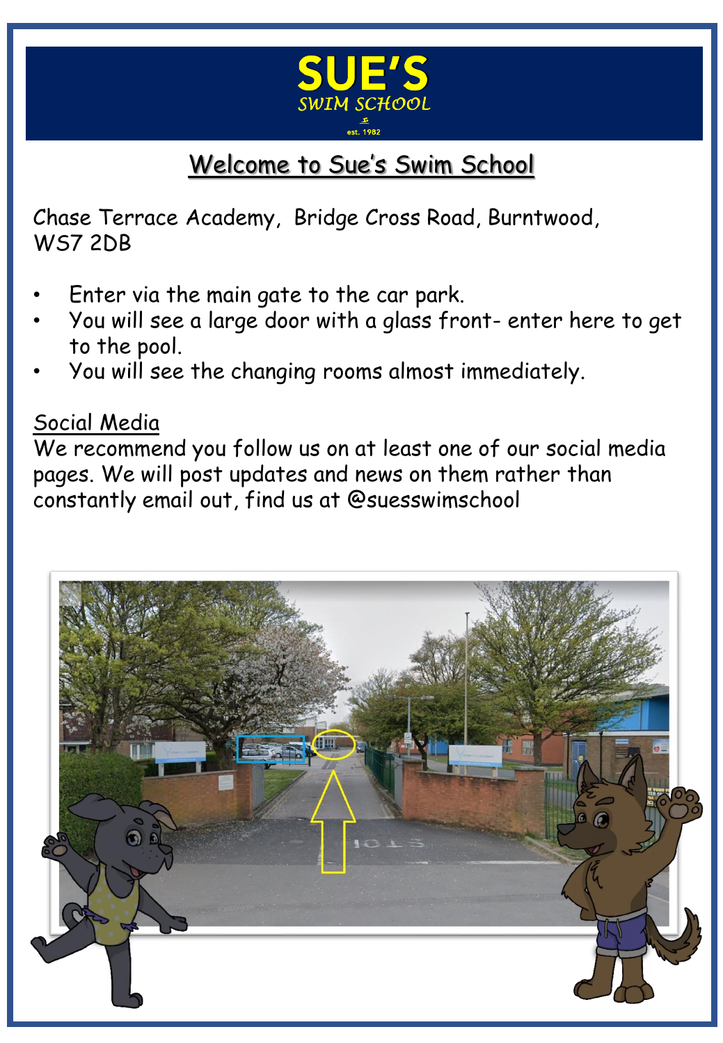# SUE'S

SWIM SCHOOL

est. 1982

## Welcome to Sue's Swim School

Chase Terrace Academy, Bridge Cross Road, Burntwood, WS7 2DB

- Enter via the main gate to the car park.
- You will see a large door with a glass front- enter here to get to the pool.
- You will see the changing rooms almost immediately.

### Social Media

We recommend you follow us on at least one of our social media pages. We will post updates and news on them rather than constantly email out, find us at @suesswimschool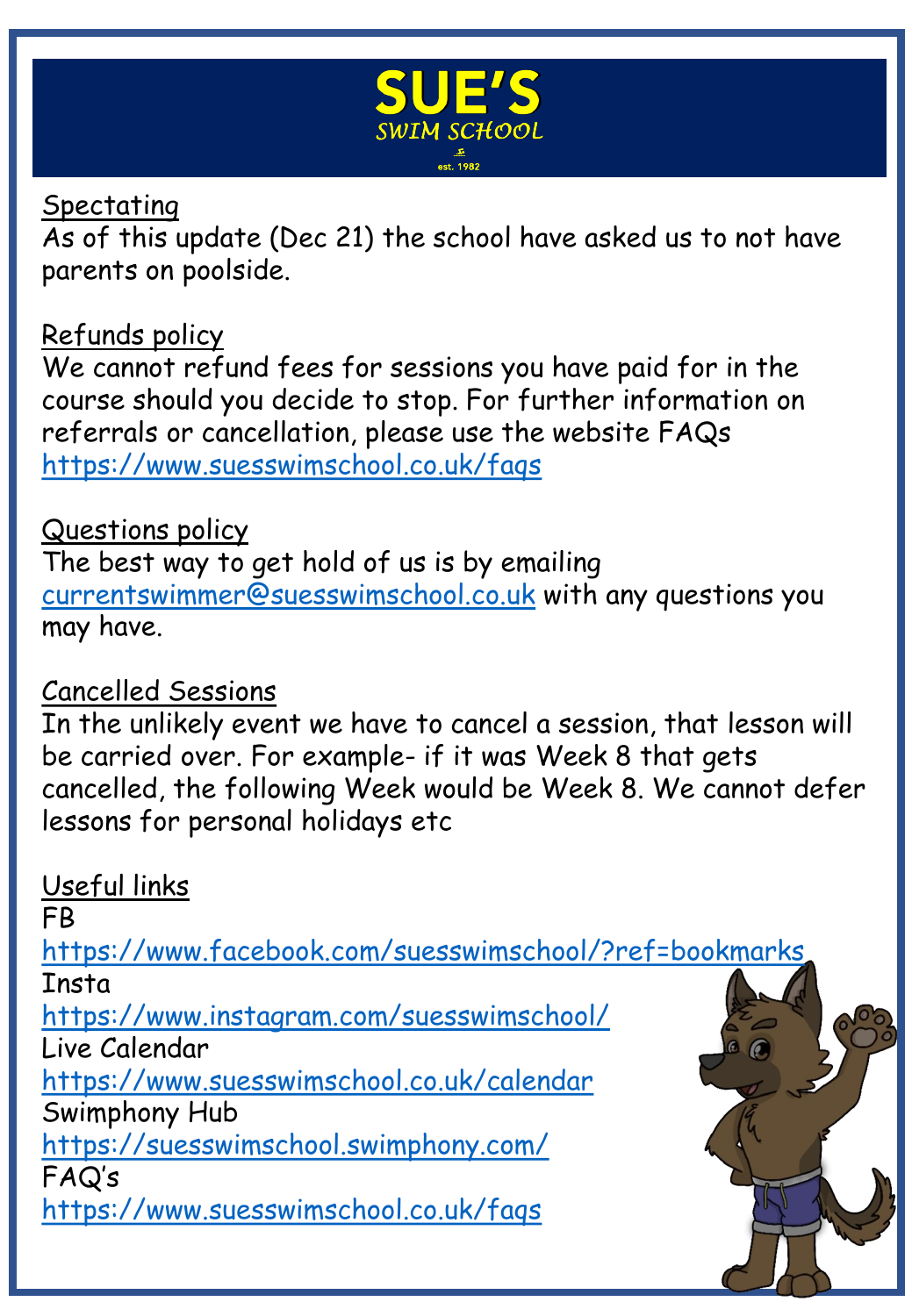# SUE'S

SWIM SCHOOL

est. 1982

## Spectating

As of this update (Dec 21) the school have asked us to not have parents on poolside.

## Refunds policy

We cannot refund fees for sessions you have paid for in the course should you decide to stop. For further information on referrals or cancellation, please use the website FAQs https://www.suesswimschool.co.uk/faqs

## Questions policy

The best way to get hold of us is by emailing currentswimmer@suesswimschool.co.uk with any questions you may have.

## Cancelled Sessions

In the unlikely event we have to cancel a session, that lesson will be carried over. For example- if it was Week 8 that gets cancelled, the following Week would be Week 8. We cannot defer lessons for personal holidays etc

## Useful links

FB
https://www.facebook.com/suesswimschool/?ref=bookmarks

Insta
https://www.instagram.com/suesswimschool/

Live Calendar
https://www.suesswimschool.co.uk/calendar

Swimphony Hub
https://suesswimschool.swimphony.com/

FAQ's
https://www.suesswimschool.co.uk/faqs